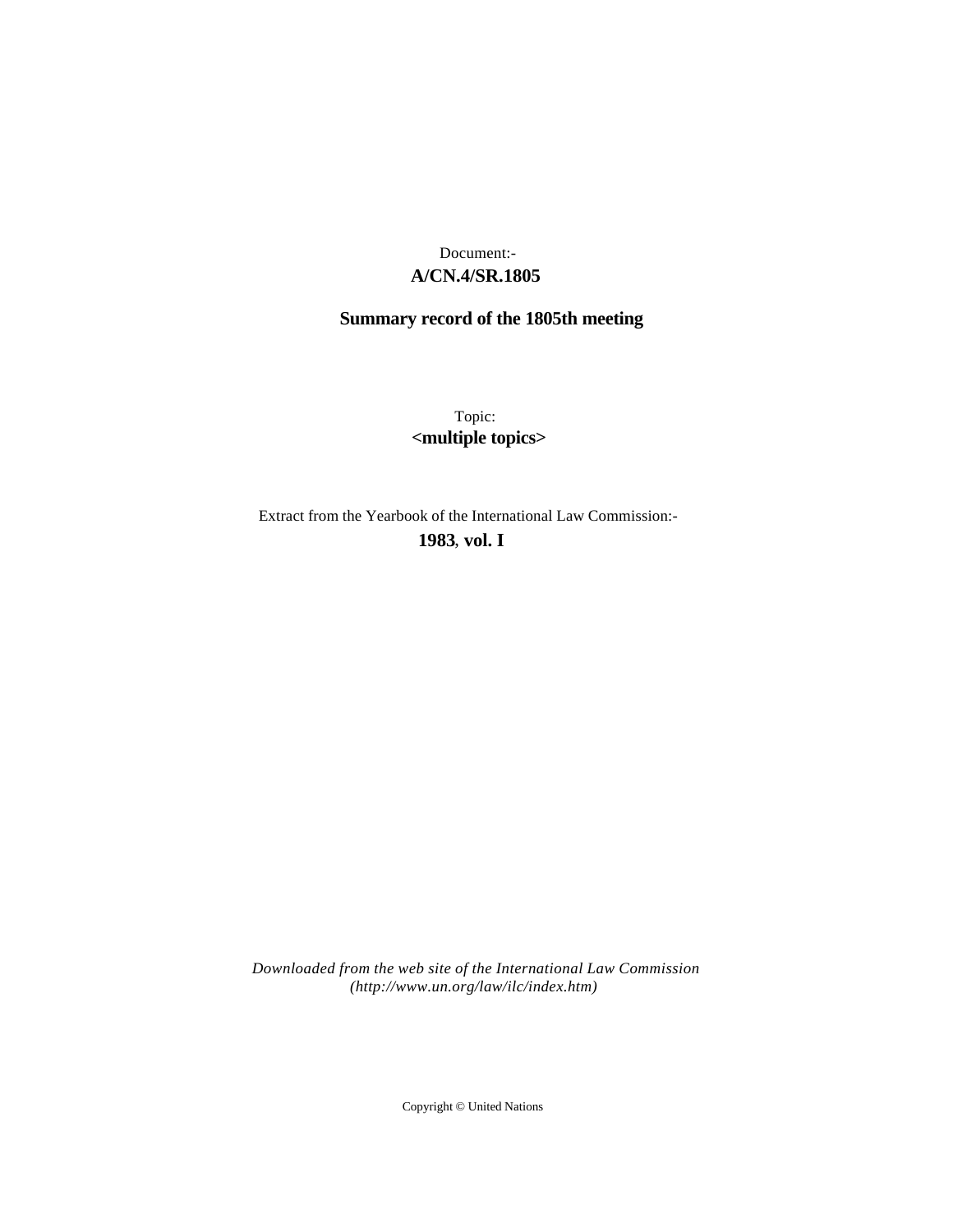Document:-

**A/CN.4/SR.1805**

**Summary record of the 1805th meeting**

Topic:

**<multiple topics>**

Extract from the Yearbook of the International Law Commission:-

**1983, vol. I**

*Downloaded from the web site of the International Law Commission (http://www.un.org/law/ilc/index.htm)*

Copyright © United Nations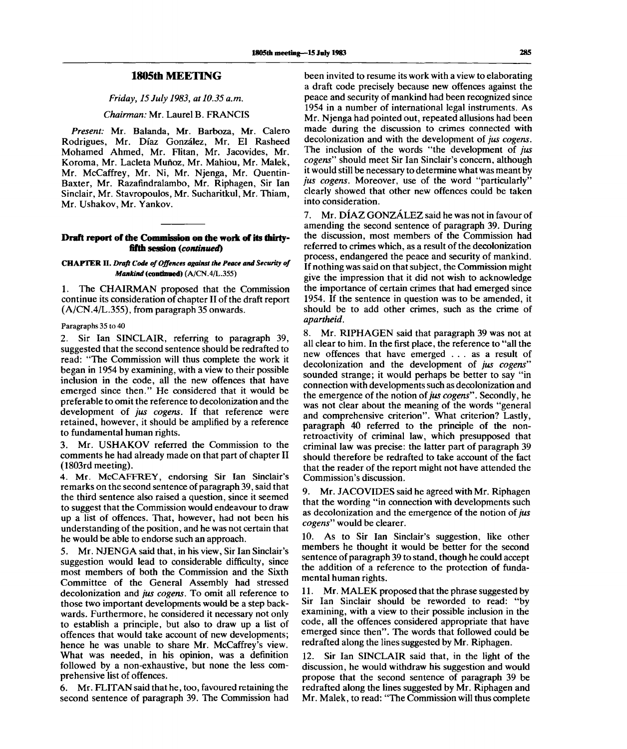## 1805th MEETING

*Friday, 15 July 1983, at 10.35 a.m.*

*Chairman:* Mr. Laurel B. FRANCIS

*Present:* Mr. Balanda, Mr. Barboza, Mr. Calero Rodrigues, Mr. Díaz González, Mr. El Rasheed Mohamed Ahmed, Mr. Flitan, Mr. Jacovides, Mr. Koroma, Mr. Lacleta Muñoz, Mr. Mahiou, Mr. Malek, Mr. McCaffrey, Mr. Ni, Mr. Njenga, Mr. Quentin-Baxter, Mr. Razafindralambo, Mr. Riphagen, Sir Ian Sinclair, Mr. Stavropoulos, Mr. Sucharitkul, Mr. Thiam, Mr. Ushakov, Mr. Yankov.

---

### Draft report of the Commission on the work of its thirty-fifth session (*continued*)

#### CHAPTER II. *Draft Code of Offences against the Peace and Security of Mankind* (continued) (A/CN.4/L.355)

1. The CHAIRMAN proposed that the Commission continue its consideration of chapter II of the draft report (A/CN.4/L.355), from paragraph 35 onwards.

Paragraphs 35 to 40

2. Sir Ian SINCLAIR, referring to paragraph 39, suggested that the second sentence should be redrafted to read: "The Commission will thus complete the work it began in 1954 by examining, with a view to their possible inclusion in the code, all the new offences that have emerged since then." He considered that it would be preferable to omit the reference to decolonization and the development of *jus cogens*. If that reference were retained, however, it should be amplified by a reference to fundamental human rights.

3. Mr. USHAKOV referred the Commission to the comments he had already made on that part of chapter II (1803rd meeting).

4. Mr. McCAFFREY, endorsing Sir Ian Sinclair's remarks on the second sentence of paragraph 39, said that the third sentence also raised a question, since it seemed to suggest that the Commission would endeavour to draw up a list of offences. That, however, had not been his understanding of the position, and he was not certain that he would be able to endorse such an approach.

5. Mr. NJENGA said that, in his view, Sir Ian Sinclair's suggestion would lead to considerable difficulty, since most members of both the Commission and the Sixth Committee of the General Assembly had stressed decolonization and *jus cogens*. To omit all reference to those two important developments would be a step backwards. Furthermore, he considered it necessary not only to establish a principle, but also to draw up a list of offences that would take account of new developments; hence he was unable to share Mr. McCaffrey's view. What was needed, in his opinion, was a definition followed by a non-exhaustive, but none the less comprehensive list of offences.

6. Mr. FLITAN said that he, too, favoured retaining the second sentence of paragraph 39. The Commission had been invited to resume its work with a view to elaborating a draft code precisely because new offences against the peace and security of mankind had been recognized since 1954 in a number of international legal instruments. As Mr. Njenga had pointed out, repeated allusions had been made during the discussion to crimes connected with decolonization and with the development of *jus cogens*. The inclusion of the words "the development of *jus cogens*" should meet Sir Ian Sinclair's concern, although it would still be necessary to determine what was meant by *jus cogens*. Moreover, use of the word "particularly" clearly showed that other new offences could be taken into consideration.

7. Mr. DÍAZ GONZÁLEZ said he was not in favour of amending the second sentence of paragraph 39. During the discussion, most members of the Commission had referred to crimes which, as a result of the decolonization process, endangered the peace and security of mankind. If nothing was said on that subject, the Commission might give the impression that it did not wish to acknowledge the importance of certain crimes that had emerged since 1954. If the sentence in question was to be amended, it should be to add other crimes, such as the crime of *apartheid*.

8. Mr. RIPHAGEN said that paragraph 39 was not at all clear to him. In the first place, the reference to "all the new offences that have emerged . . . as a result of decolonization and the development of *jus cogens*" sounded strange; it would perhaps be better to say "in connection with developments such as decolonization and the emergence of the notion of *jus cogens*". Secondly, he was not clear about the meaning of the words "general and comprehensive criterion". What criterion? Lastly, paragraph 40 referred to the principle of the non-retroactivity of criminal law, which presupposed that criminal law was precise: the latter part of paragraph 39 should therefore be redrafted to take account of the fact that the reader of the report might not have attended the Commission's discussion.

9. Mr. JACOVIDES said he agreed with Mr. Riphagen that the wording "in connection with developments such as decolonization and the emergence of the notion of *jus cogens*" would be clearer.

10. As to Sir Ian Sinclair's suggestion, like other members he thought it would be better for the second sentence of paragraph 39 to stand, though he could accept the addition of a reference to the protection of fundamental human rights.

11. Mr. MALEK proposed that the phrase suggested by Sir Ian Sinclair should be reworded to read: "by examining, with a view to their possible inclusion in the code, all the offences considered appropriate that have emerged since then". The words that followed could be redrafted along the lines suggested by Mr. Riphagen.

12. Sir Ian SINCLAIR said that, in the light of the discussion, he would withdraw his suggestion and would propose that the second sentence of paragraph 39 be redrafted along the lines suggested by Mr. Riphagen and Mr. Malek, to read: "The Commission will thus complete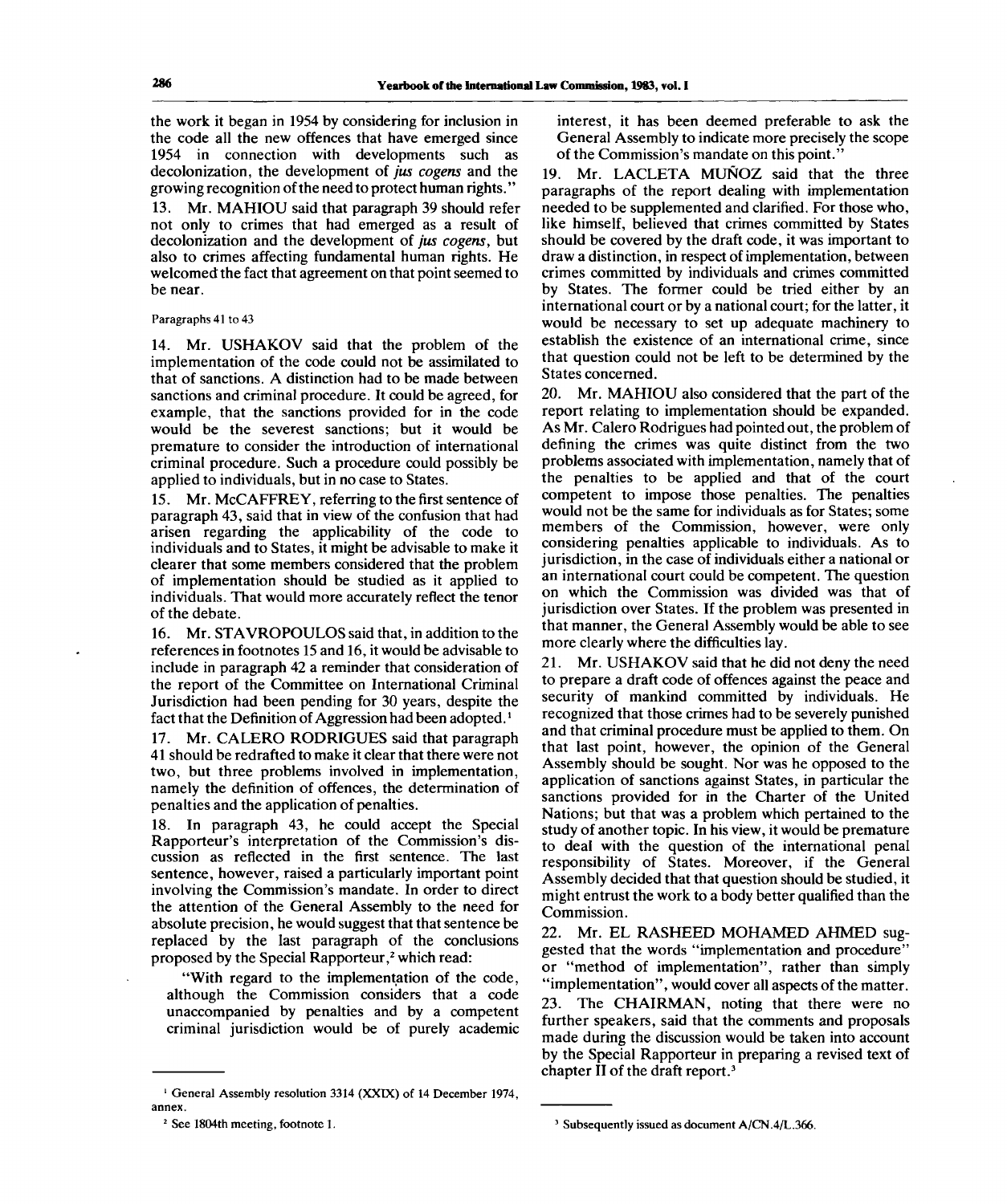the work it began in 1954 by considering for inclusion in the code all the new offences that have emerged since 1954 in connection with developments such as decolonization, the development of *jus cogens* and the growing recognition of the need to protect human rights."

13. Mr. MAHIOU said that paragraph 39 should refer not only to crimes that had emerged as a result of decolonization and the development of *jus cogens*, but also to crimes affecting fundamental human rights. He welcomed the fact that agreement on that point seemed to be near.

Paragraphs 41 to 43

14. Mr. USHAKOV said that the problem of the implementation of the code could not be assimilated to that of sanctions. A distinction had to be made between sanctions and criminal procedure. It could be agreed, for example, that the sanctions provided for in the code would be the severest sanctions; but it would be premature to consider the introduction of international criminal procedure. Such a procedure could possibly be applied to individuals, but in no case to States.

15. Mr. McCAFFREY, referring to the first sentence of paragraph 43, said that in view of the confusion that had arisen regarding the applicability of the code to individuals and to States, it might be advisable to make it clearer that some members considered that the problem of implementation should be studied as it applied to individuals. That would more accurately reflect the tenor of the debate.

16. Mr. STAVROPOULOS said that, in addition to the references in footnotes 15 and 16, it would be advisable to include in paragraph 42 a reminder that consideration of the report of the Committee on International Criminal Jurisdiction had been pending for 30 years, despite the fact that the Definition of Aggression had been adopted.[1]

17. Mr. CALERO RODRIGUES said that paragraph 41 should be redrafted to make it clear that there were not two, but three problems involved in implementation, namely the definition of offences, the determination of penalties and the application of penalties.

18. In paragraph 43, he could accept the Special Rapporteur's interpretation of the Commission's discussion as reflected in the first sentence. The last sentence, however, raised a particularly important point involving the Commission's mandate. In order to direct the attention of the General Assembly to the need for absolute precision, he would suggest that that sentence be replaced by the last paragraph of the conclusions proposed by the Special Rapporteur,[2] which read:

"With regard to the implementation of the code, although the Commission considers that a code unaccompanied by penalties and by a competent criminal jurisdiction would be of purely academic interest, it has been deemed preferable to ask the General Assembly to indicate more precisely the scope of the Commission's mandate on this point."

19. Mr. LACLETA MUÑOZ said that the three paragraphs of the report dealing with implementation needed to be supplemented and clarified. For those who, like himself, believed that crimes committed by States should be covered by the draft code, it was important to draw a distinction, in respect of implementation, between crimes committed by individuals and crimes committed by States. The former could be tried either by an international court or by a national court; for the latter, it would be necessary to set up adequate machinery to establish the existence of an international crime, since that question could not be left to be determined by the States concerned.

20. Mr. MAHIOU also considered that the part of the report relating to implementation should be expanded. As Mr. Calero Rodrigues had pointed out, the problem of defining the crimes was quite distinct from the two problems associated with implementation, namely that of the penalties to be applied and that of the court competent to impose those penalties. The penalties would not be the same for individuals as for States; some members of the Commission, however, were only considering penalties applicable to individuals. As to jurisdiction, in the case of individuals either a national or an international court could be competent. The question on which the Commission was divided was that of jurisdiction over States. If the problem was presented in that manner, the General Assembly would be able to see more clearly where the difficulties lay.

21. Mr. USHAKOV said that he did not deny the need to prepare a draft code of offences against the peace and security of mankind committed by individuals. He recognized that those crimes had to be severely punished and that criminal procedure must be applied to them. On that last point, however, the opinion of the General Assembly should be sought. Nor was he opposed to the application of sanctions against States, in particular the sanctions provided for in the Charter of the United Nations; but that was a problem which pertained to the study of another topic. In his view, it would be premature to deal with the question of the international penal responsibility of States. Moreover, if the General Assembly decided that that question should be studied, it might entrust the work to a body better qualified than the Commission.

22. Mr. EL RASHEED MOHAMED AHMED suggested that the words "implementation and procedure" or "method of implementation", rather than simply "implementation", would cover all aspects of the matter.

23. The CHAIRMAN, noting that there were no further speakers, said that the comments and proposals made during the discussion would be taken into account by the Special Rapporteur in preparing a revised text of chapter II of the draft report.[3]

---

[1] General Assembly resolution 3314 (XXIX) of 14 December 1974, annex.

[2] See 1804th meeting, footnote 1.

[3] Subsequently issued as document A/CN.4/L.366.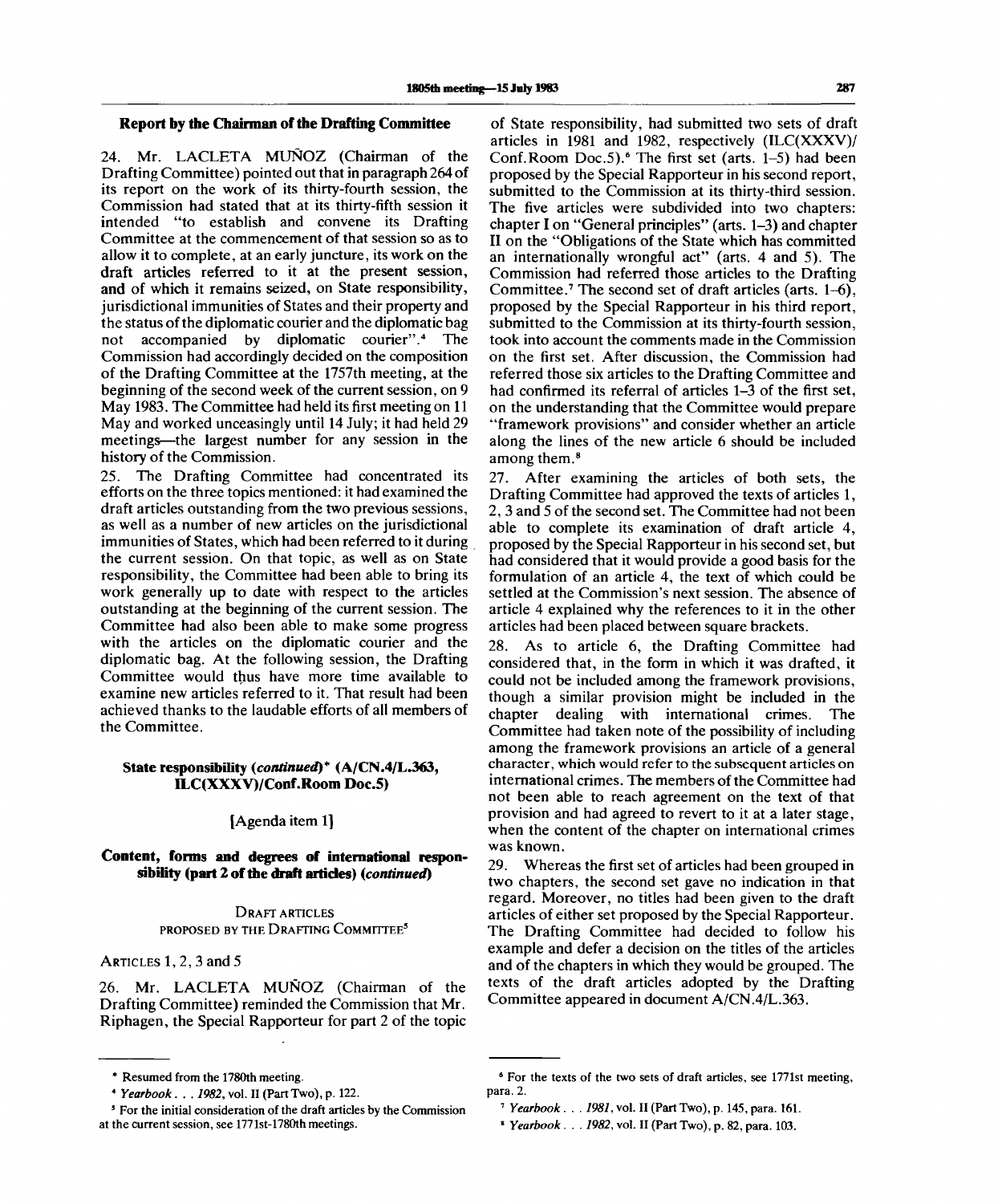## Report by the Chairman of the Drafting Committee

24. Mr. LACLETA MUÑOZ (Chairman of the Drafting Committee) pointed out that in paragraph 264 of its report on the work of its thirty-fourth session, the Commission had stated that at its thirty-fifth session it intended "to establish and convene its Drafting Committee at the commencement of that session so as to allow it to complete, at an early juncture, its work on the draft articles referred to it at the present session, and of which it remains seized, on State responsibility, jurisdictional immunities of States and their property and the status of the diplomatic courier and the diplomatic bag not accompanied by diplomatic courier".[4] The Commission had accordingly decided on the composition of the Drafting Committee at the 1757th meeting, at the beginning of the second week of the current session, on 9 May 1983. The Committee had held its first meeting on 11 May and worked unceasingly until 14 July; it had held 29 meetings—the largest number for any session in the history of the Commission.

25. The Drafting Committee had concentrated its efforts on the three topics mentioned: it had examined the draft articles outstanding from the two previous sessions, as well as a number of new articles on the jurisdictional immunities of States, which had been referred to it during the current session. On that topic, as well as on State responsibility, the Committee had been able to bring its work generally up to date with respect to the articles outstanding at the beginning of the current session. The Committee had also been able to make some progress with the articles on the diplomatic courier and the diplomatic bag. At the following session, the Drafting Committee would thus have more time available to examine new articles referred to it. That result had been achieved thanks to the laudable efforts of all members of the Committee.

## State responsibility (*continued*)* (A/CN.4/L.363, ILC(XXXV)/Conf.Room Doc.5)

[Agenda item 1]

### Content, forms and degrees of international responsibility (part 2 of the draft articles) (*continued*)

DRAFT ARTICLES PROPOSED BY THE DRAFTING COMMITTEE[5]

ARTICLES 1, 2, 3 and 5

26. Mr. LACLETA MUÑOZ (Chairman of the Drafting Committee) reminded the Commission that Mr. Riphagen, the Special Rapporteur for part 2 of the topic of State responsibility, had submitted two sets of draft articles in 1981 and 1982, respectively (ILC(XXXV)/Conf.Room Doc.5).[6] The first set (arts. 1–5) had been proposed by the Special Rapporteur in his second report, submitted to the Commission at its thirty-third session. The five articles were subdivided into two chapters: chapter I on "General principles" (arts. 1–3) and chapter II on the "Obligations of the State which has committed an internationally wrongful act" (arts. 4 and 5). The Commission had referred those articles to the Drafting Committee.[7] The second set of draft articles (arts. 1–6), proposed by the Special Rapporteur in his third report, submitted to the Commission at its thirty-fourth session, took into account the comments made in the Commission on the first set. After discussion, the Commission had referred those six articles to the Drafting Committee and had confirmed its referral of articles 1–3 of the first set, on the understanding that the Committee would prepare "framework provisions" and consider whether an article along the lines of the new article 6 should be included among them.[8]

27. After examining the articles of both sets, the Drafting Committee had approved the texts of articles 1, 2, 3 and 5 of the second set. The Committee had not been able to complete its examination of draft article 4, proposed by the Special Rapporteur in his second set, but had considered that it would provide a good basis for the formulation of an article 4, the text of which could be settled at the Commission's next session. The absence of article 4 explained why the references to it in the other articles had been placed between square brackets.

28. As to article 6, the Drafting Committee had considered that, in the form in which it was drafted, it could not be included among the framework provisions, though a similar provision might be included in the chapter dealing with international crimes. The Committee had taken note of the possibility of including among the framework provisions an article of a general character, which would refer to the subsequent articles on international crimes. The members of the Committee had not been able to reach agreement on the text of that provision and had agreed to revert to it at a later stage, when the content of the chapter on international crimes was known.

29. Whereas the first set of articles had been grouped in two chapters, the second set gave no indication in that regard. Moreover, no titles had been given to the draft articles of either set proposed by the Special Rapporteur. The Drafting Committee had decided to follow his example and defer a decision on the titles of the articles and of the chapters in which they would be grouped. The texts of the draft articles adopted by the Drafting Committee appeared in document A/CN.4/L.363.

---

\* Resumed from the 1780th meeting.

[4] *Yearbook . . . 1982*, vol. II (Part Two), p. 122.

[5] For the initial consideration of the draft articles by the Commission at the current session, see 1771st-1780th meetings.

[6] For the texts of the two sets of draft articles, see 1771st meeting, para. 2.

[7] *Yearbook . . . 1981*, vol. II (Part Two), p. 145, para. 161.

[8] *Yearbook . . . 1982*, vol. II (Part Two), p. 82, para. 103.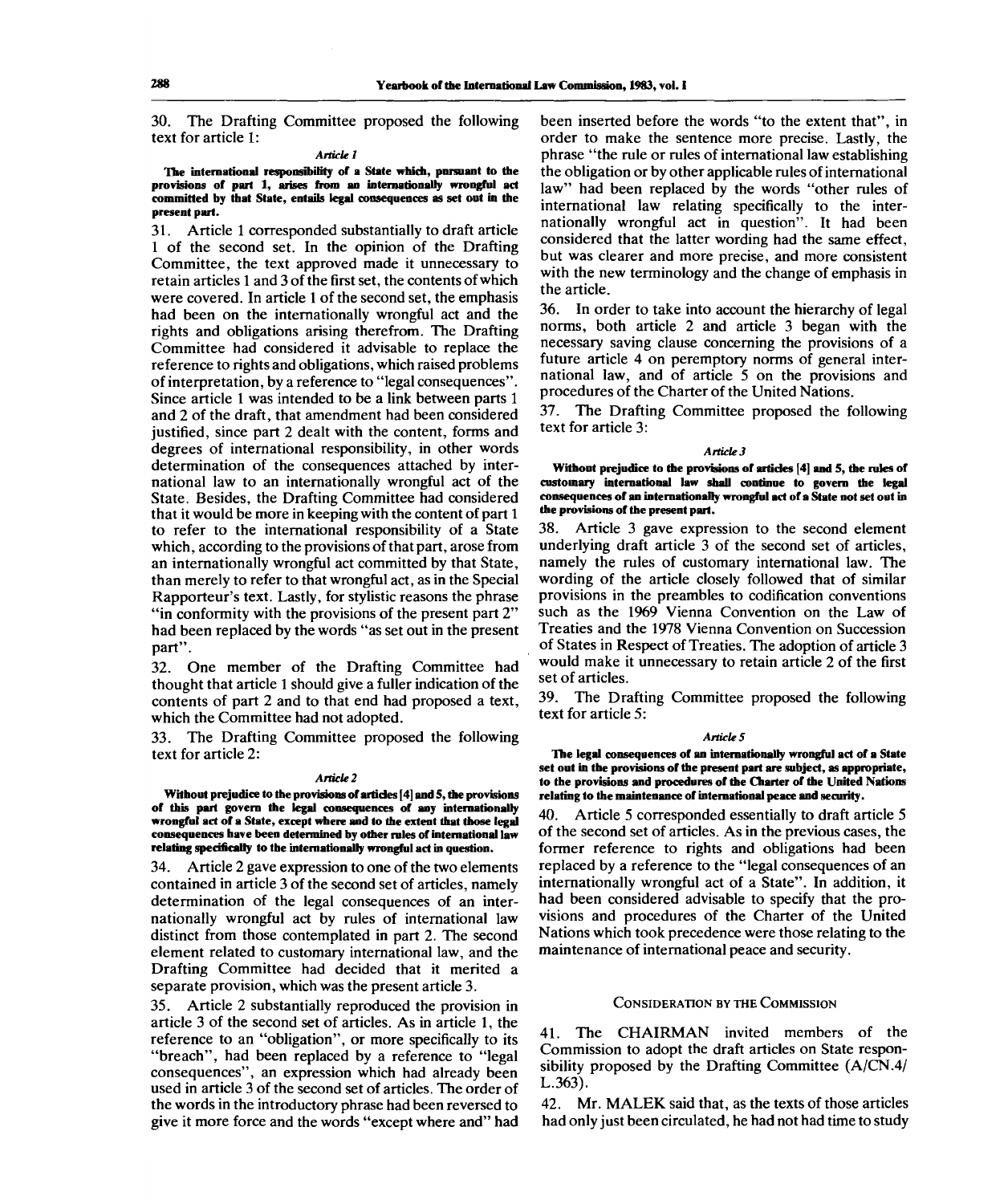30. The Drafting Committee proposed the following text for article 1:

*Article 1*

**The international responsibility of a State which, pursuant to the provisions of part 1, arises from an internationally wrongful act committed by that State, entails legal consequences as set out in the present part.**

31. Article 1 corresponded substantially to draft article 1 of the second set. In the opinion of the Drafting Committee, the text approved made it unnecessary to retain articles 1 and 3 of the first set, the contents of which were covered. In article 1 of the second set, the emphasis had been on the internationally wrongful act and the rights and obligations arising therefrom. The Drafting Committee had considered it advisable to replace the reference to rights and obligations, which raised problems of interpretation, by a reference to "legal consequences". Since article 1 was intended to be a link between parts 1 and 2 of the draft, that amendment had been considered justified, since part 2 dealt with the content, forms and degrees of international responsibility, in other words determination of the consequences attached by international law to an internationally wrongful act of the State. Besides, the Drafting Committee had considered that it would be more in keeping with the content of part 1 to refer to the international responsibility of a State which, according to the provisions of that part, arose from an internationally wrongful act committed by that State, than merely to refer to that wrongful act, as in the Special Rapporteur's text. Lastly, for stylistic reasons the phrase "in conformity with the provisions of the present part 2" had been replaced by the words "as set out in the present part".

32. One member of the Drafting Committee had thought that article 1 should give a fuller indication of the contents of part 2 and to that end had proposed a text, which the Committee had not adopted.

33. The Drafting Committee proposed the following text for article 2:

*Article 2*

**Without prejudice to the provisions of articles [4] and 5, the provisions of this part govern the legal consequences of any internationally wrongful act of a State, except where and to the extent that those legal consequences have been determined by other rules of international law relating specifically to the internationally wrongful act in question.**

34. Article 2 gave expression to one of the two elements contained in article 3 of the second set of articles, namely determination of the legal consequences of an internationally wrongful act by rules of international law distinct from those contemplated in part 2. The second element related to customary international law, and the Drafting Committee had decided that it merited a separate provision, which was the present article 3.

35. Article 2 substantially reproduced the provision in article 3 of the second set of articles. As in article 1, the reference to an "obligation", or more specifically to its "breach", had been replaced by a reference to "legal consequences", an expression which had already been used in article 3 of the second set of articles. The order of the words in the introductory phrase had been reversed to give it more force and the words "except where and" had been inserted before the words "to the extent that", in order to make the sentence more precise. Lastly, the phrase "the rule or rules of international law establishing the obligation or by other applicable rules of international law" had been replaced by the words "other rules of international law relating specifically to the internationally wrongful act in question". It had been considered that the latter wording had the same effect, but was clearer and more precise, and more consistent with the new terminology and the change of emphasis in the article.

36. In order to take into account the hierarchy of legal norms, both article 2 and article 3 began with the necessary saving clause concerning the provisions of a future article 4 on peremptory norms of general international law, and of article 5 on the provisions and procedures of the Charter of the United Nations.

37. The Drafting Committee proposed the following text for article 3:

*Article 3*

**Without prejudice to the provisions of articles [4] and 5, the rules of customary international law shall continue to govern the legal consequences of an internationally wrongful act of a State not set out in the provisions of the present part.**

38. Article 3 gave expression to the second element underlying draft article 3 of the second set of articles, namely the rules of customary international law. The wording of the article closely followed that of similar provisions in the preambles to codification conventions such as the 1969 Vienna Convention on the Law of Treaties and the 1978 Vienna Convention on Succession of States in Respect of Treaties. The adoption of article 3 would make it unnecessary to retain article 2 of the first set of articles.

39. The Drafting Committee proposed the following text for article 5:

*Article 5*

**The legal consequences of an internationally wrongful act of a State set out in the provisions of the present part are subject, as appropriate, to the provisions and procedures of the Charter of the United Nations relating to the maintenance of international peace and security.**

40. Article 5 corresponded essentially to draft article 5 of the second set of articles. As in the previous cases, the former reference to rights and obligations had been replaced by a reference to the "legal consequences of an internationally wrongful act of a State". In addition, it had been considered advisable to specify that the provisions and procedures of the Charter of the United Nations which took precedence were those relating to the maintenance of international peace and security.

## CONSIDERATION BY THE COMMISSION

41. The CHAIRMAN invited members of the Commission to adopt the draft articles on State responsibility proposed by the Drafting Committee (A/CN.4/L.363).

42. Mr. MALEK said that, as the texts of those articles had only just been circulated, he had not had time to study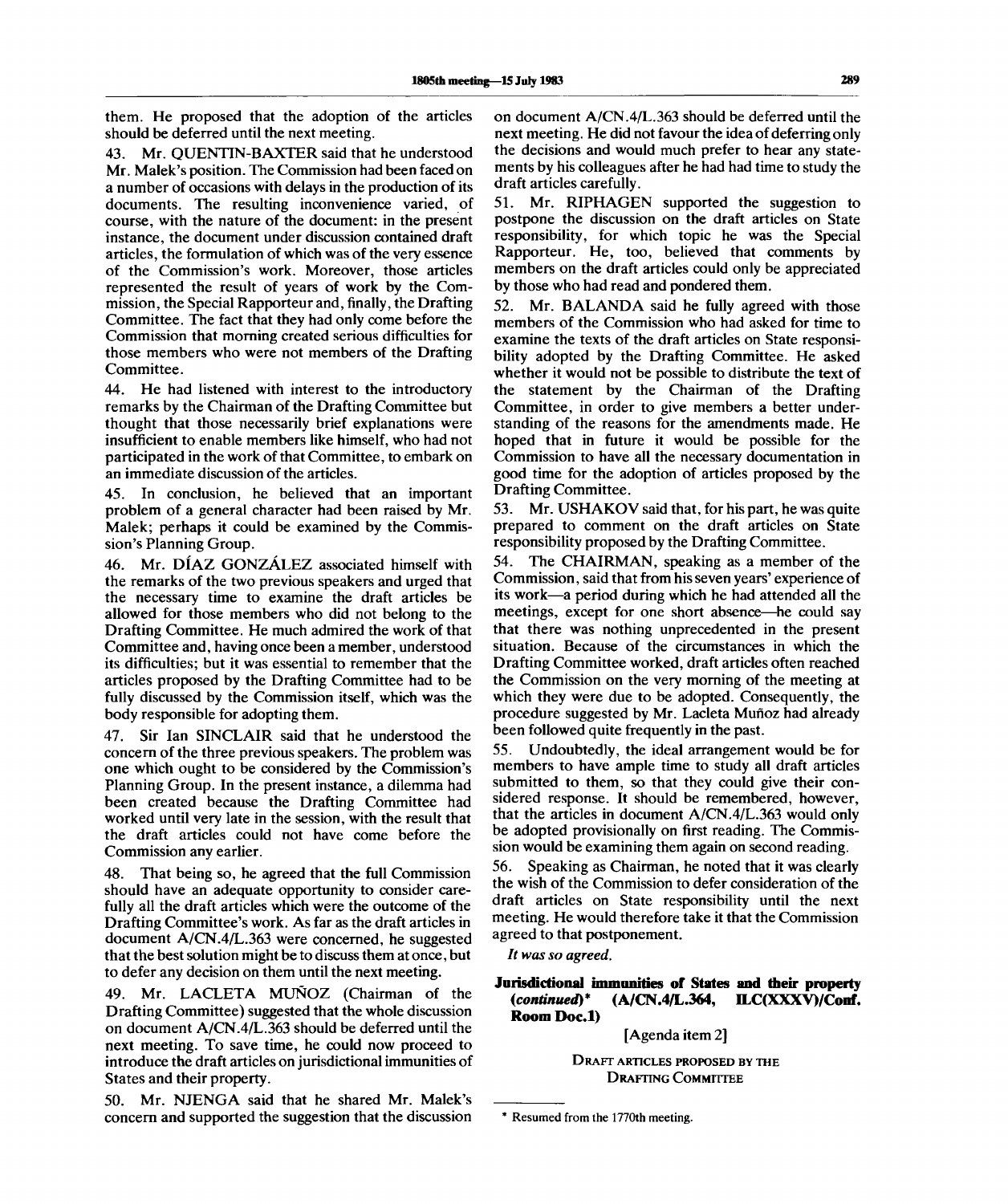them. He proposed that the adoption of the articles should be deferred until the next meeting.

43. Mr. QUENTIN-BAXTER said that he understood Mr. Malek's position. The Commission had been faced on a number of occasions with delays in the production of its documents. The resulting inconvenience varied, of course, with the nature of the document: in the present instance, the document under discussion contained draft articles, the formulation of which was of the very essence of the Commission's work. Moreover, those articles represented the result of years of work by the Commission, the Special Rapporteur and, finally, the Drafting Committee. The fact that they had only come before the Commission that morning created serious difficulties for those members who were not members of the Drafting Committee.

44. He had listened with interest to the introductory remarks by the Chairman of the Drafting Committee but thought that those necessarily brief explanations were insufficient to enable members like himself, who had not participated in the work of that Committee, to embark on an immediate discussion of the articles.

45. In conclusion, he believed that an important problem of a general character had been raised by Mr. Malek; perhaps it could be examined by the Commission's Planning Group.

46. Mr. DÍAZ GONZÁLEZ associated himself with the remarks of the two previous speakers and urged that the necessary time to examine the draft articles be allowed for those members who did not belong to the Drafting Committee. He much admired the work of that Committee and, having once been a member, understood its difficulties; but it was essential to remember that the articles proposed by the Drafting Committee had to be fully discussed by the Commission itself, which was the body responsible for adopting them.

47. Sir Ian SINCLAIR said that he understood the concern of the three previous speakers. The problem was one which ought to be considered by the Commission's Planning Group. In the present instance, a dilemma had been created because the Drafting Committee had worked until very late in the session, with the result that the draft articles could not have come before the Commission any earlier.

48. That being so, he agreed that the full Commission should have an adequate opportunity to consider carefully all the draft articles which were the outcome of the Drafting Committee's work. As far as the draft articles in document A/CN.4/L.363 were concerned, he suggested that the best solution might be to discuss them at once, but to defer any decision on them until the next meeting.

49. Mr. LACLETA MUÑOZ (Chairman of the Drafting Committee) suggested that the whole discussion on document A/CN.4/L.363 should be deferred until the next meeting. To save time, he could now proceed to introduce the draft articles on jurisdictional immunities of States and their property.

50. Mr. NJENGA said that he shared Mr. Malek's concern and supported the suggestion that the discussion on document A/CN.4/L.363 should be deferred until the next meeting. He did not favour the idea of deferring only the decisions and would much prefer to hear any statements by his colleagues after he had had time to study the draft articles carefully.

51. Mr. RIPHAGEN supported the suggestion to postpone the discussion on the draft articles on State responsibility, for which topic he was the Special Rapporteur. He, too, believed that comments by members on the draft articles could only be appreciated by those who had read and pondered them.

52. Mr. BALANDA said he fully agreed with those members of the Commission who had asked for time to examine the texts of the draft articles on State responsibility adopted by the Drafting Committee. He asked whether it would not be possible to distribute the text of the statement by the Chairman of the Drafting Committee, in order to give members a better understanding of the reasons for the amendments made. He hoped that in future it would be possible for the Commission to have all the necessary documentation in good time for the adoption of articles proposed by the Drafting Committee.

53. Mr. USHAKOV said that, for his part, he was quite prepared to comment on the draft articles on State responsibility proposed by the Drafting Committee.

54. The CHAIRMAN, speaking as a member of the Commission, said that from his seven years' experience of its work—a period during which he had attended all the meetings, except for one short absence—he could say that there was nothing unprecedented in the present situation. Because of the circumstances in which the Drafting Committee worked, draft articles often reached the Commission on the very morning of the meeting at which they were due to be adopted. Consequently, the procedure suggested by Mr. Lacleta Muñoz had already been followed quite frequently in the past.

55. Undoubtedly, the ideal arrangement would be for members to have ample time to study all draft articles submitted to them, so that they could give their considered response. It should be remembered, however, that the articles in document A/CN.4/L.363 would only be adopted provisionally on first reading. The Commission would be examining them again on second reading.

56. Speaking as Chairman, he noted that it was clearly the wish of the Commission to defer consideration of the draft articles on State responsibility until the next meeting. He would therefore take it that the Commission agreed to that postponement.

*It was so agreed.*

## Jurisdictional immunities of States and their property (*continued*)* (A/CN.4/L.364, ILC(XXXV)/Conf. Room Doc.1)

[Agenda item 2]

DRAFT ARTICLES PROPOSED BY THE DRAFTING COMMITTEE

* Resumed from the 1770th meeting.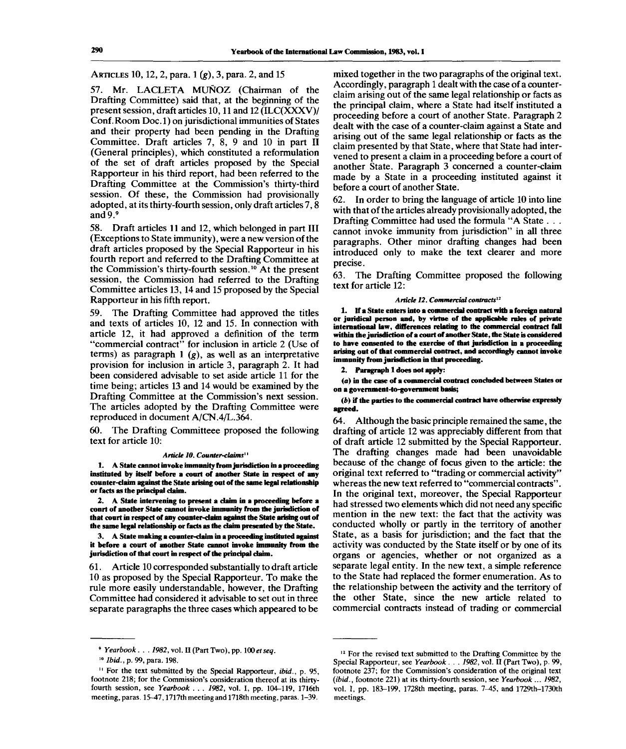ARTICLES 10, 12, 2, para. 1 (*g*), 3, para. 2, and 15

57. Mr. LACLETA MUÑOZ (Chairman of the Drafting Committee) said that, at the beginning of the present session, draft articles 10, 11 and 12 (ILC(XXXV)/Conf.Room Doc.1) on jurisdictional immunities of States and their property had been pending in the Drafting Committee. Draft articles 7, 8, 9 and 10 in part II (General principles), which constituted a reformulation of the set of draft articles proposed by the Special Rapporteur in his third report, had been referred to the Drafting Committee at the Commission's thirty-third session. Of these, the Commission had provisionally adopted, at its thirty-fourth session, only draft articles 7, 8 and 9.[9]

58. Draft articles 11 and 12, which belonged in part III (Exceptions to State immunity), were a new version of the draft articles proposed by the Special Rapporteur in his fourth report and referred to the Drafting Committee at the Commission's thirty-fourth session.[10] At the present session, the Commission had referred to the Drafting Committee articles 13, 14 and 15 proposed by the Special Rapporteur in his fifth report.

59. The Drafting Committee had approved the titles and texts of articles 10, 12 and 15. In connection with article 12, it had approved a definition of the term "commercial contract" for inclusion in article 2 (Use of terms) as paragraph 1 (*g*), as well as an interpretative provision for inclusion in article 3, paragraph 2. It had been considered advisable to set aside article 11 for the time being; articles 13 and 14 would be examined by the Drafting Committee at the Commission's next session. The articles adopted by the Drafting Committee were reproduced in document A/CN.4/L.364.

60. The Drafting Committeee proposed the following text for article 10:

*Article 10. Counter-claims*[11]

**1. A State cannot invoke immunity from jurisdiction in a proceeding instituted by itself before a court of another State in respect of any counter-claim against the State arising out of the same legal relationship or facts as the principal claim.**

**2. A State intervening to present a claim in a proceeding before a court of another State cannot invoke immunity from the jurisdiction of that court in respect of any counter-claim against the State arising out of the same legal relationship or facts as the claim presented by the State.**

**3. A State making a counter-claim in a proceeding instituted against it before a court of another State cannot invoke immunity from the jurisdiction of that court in respect of the principal claim.**

61. Article 10 corresponded substantially to draft article 10 as proposed by the Special Rapporteur. To make the rule more easily understandable, however, the Drafting Committee had considered it advisable to set out in three separate paragraphs the three cases which appeared to be mixed together in the two paragraphs of the original text. Accordingly, paragraph 1 dealt with the case of a counter-claim arising out of the same legal relationship or facts as the principal claim, where a State had itself instituted a proceeding before a court of another State. Paragraph 2 dealt with the case of a counter-claim against a State and arising out of the same legal relationship or facts as the claim presented by that State, where that State had intervened to present a claim in a proceeding before a court of another State. Paragraph 3 concerned a counter-claim made by a State in a proceeding instituted against it before a court of another State.

62. In order to bring the language of article 10 into line with that of the articles already provisionally adopted, the Drafting Committee had used the formula "A State . . . cannot invoke immunity from jurisdiction" in all three paragraphs. Other minor drafting changes had been introduced only to make the text clearer and more precise.

63. The Drafting Committee proposed the following text for article 12:

*Article 12. Commercial contracts*[12]

**1. If a State enters into a commercial contract with a foreign natural or juridical person and, by virtue of the applicable rules of private international law, differences relating to the commercial contract fall within the jurisdiction of a court of another State, the State is considered to have consented to the exercise of that jurisdiction in a proceeding arising out of that commercial contract, and accordingly cannot invoke immunity from jurisdiction in that proceeding.**

**2. Paragraph 1 does not apply:**

**(*a*) in the case of a commercial contract concluded between States or on a government-to-government basis;**

**(*b*) if the parties to the commercial contract have otherwise expressly agreed.**

64. Although the basic principle remained the same, the drafting of article 12 was appreciably different from that of draft article 12 submitted by the Special Rapporteur. The drafting changes made had been unavoidable because of the change of focus given to the article: the original text referred to "trading or commercial activity" whereas the new text referred to "commercial contracts". In the original text, moreover, the Special Rapporteur had stressed two elements which did not need any specific mention in the new text: the fact that the activity was conducted wholly or partly in the territory of another State, as a basis for jurisdiction; and the fact that the activity was conducted by the State itself or by one of its organs or agencies, whether or not organized as a separate legal entity. In the new text, a simple reference to the State had replaced the former enumeration. As to the relationship between the activity and the territory of the other State, since the new article related to commercial contracts instead of trading or commercial

---

[9] *Yearbook . . . 1982*, vol. II (Part Two), pp. 100 *et seq.*

[10] *Ibid.*, p. 99, para. 198.

[11] For the text submitted by the Special Rapporteur, *ibid.*, p. 95, footnote 218; for the Commission's consideration thereof at its thirty-fourth session, see *Yearbook . . . 1982*, vol. I, pp. 104–119, 1716th meeting, paras. 15–47, 1717th meeting and 1718th meeting, paras. 1–39.

[12] For the revised text submitted to the Drafting Committee by the Special Rapporteur, see *Yearbook . . . 1982*, vol. II (Part Two), p. 99, footnote 237; for the Commission's consideration of the original text (*ibid.*, footnote 221) at its thirty-fourth session, see *Yearbook ... 1982*, vol. I, pp. 183–199, 1728th meeting, paras. 7–45, and 1729th–1730th meetings.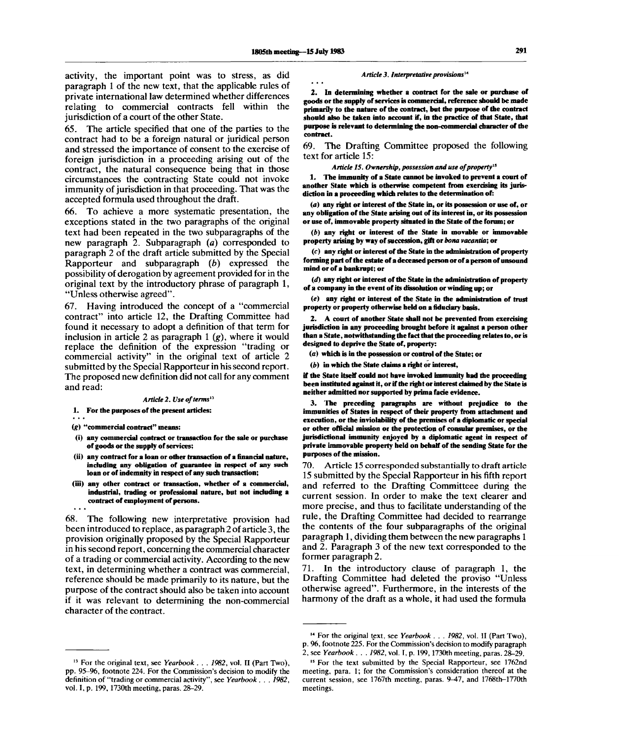activity, the important point was to stress, as did paragraph 1 of the new text, that the applicable rules of private international law determined whether differences relating to commercial contracts fell within the jurisdiction of a court of the other State.

65. The article specified that one of the parties to the contract had to be a foreign natural or juridical person and stressed the importance of consent to the exercise of foreign jurisdiction in a proceeding arising out of the contract, the natural consequence being that in those circumstances the contracting State could not invoke immunity of jurisdiction in that proceeding. That was the accepted formula used throughout the draft.

66. To achieve a more systematic presentation, the exceptions stated in the two paragraphs of the original text had been repeated in the two subparagraphs of the new paragraph 2. Subparagraph (*a*) corresponded to paragraph 2 of the draft article submitted by the Special Rapporteur and subparagraph (*b*) expressed the possibility of derogation by agreement provided for in the original text by the introductory phrase of paragraph 1, "Unless otherwise agreed".

67. Having introduced the concept of a "commercial contract" into article 12, the Drafting Committee had found it necessary to adopt a definition of that term for inclusion in article 2 as paragraph 1 (*g*), where it would replace the definition of the expression "trading or commercial activity" in the original text of article 2 submitted by the Special Rapporteur in his second report. The proposed new definition did not call for any comment and read:

*Article 2. Use of terms*[13]

**1. For the purposes of the present articles:**

. . .

**(*g*) "commercial contract" means:**

**(i) any commercial contract or transaction for the sale or purchase of goods or the supply of services;**

**(ii) any contract for a loan or other transaction of a financial nature, including any obligation of guarantee in respect of any such loan or of indemnity in respect of any such transaction;**

**(iii) any other contract or transaction, whether of a commercial, industrial, trading or professional nature, but not including a contract of employment of persons.**

. . .

68. The following new interpretative provision had been introduced to replace, as paragraph 2 of article 3, the provision originally proposed by the Special Rapporteur in his second report, concerning the commercial character of a trading or commercial activity. According to the new text, in determining whether a contract was commercial, reference should be made primarily to its nature, but the purpose of the contract should also be taken into account if it was relevant to determining the non-commercial character of the contract.

*Article 3. Interpretative provisions*[14]

. . .

**2. In determining whether a contract for the sale or purchase of goods or the supply of services is commercial, reference should be made primarily to the nature of the contract, but the purpose of the contract should also be taken into account if, in the practice of that State, that purpose is relevant to determining the non-commercial character of the contract.**

69. The Drafting Committee proposed the following text for article 15:

*Article 15. Ownership, possession and use of property*[15]

**1. The immunity of a State cannot be invoked to prevent a court of another State which is otherwise competent from exercising its jurisdiction in a proceeding which relates to the determination of:**

**(*a*) any right or interest of the State in, or its possession or use of, or any obligation of the State arising out of its interest in, or its possession or use of, immovable property situated in the State of the forum; or**

**(*b*) any right or interest of the State in movable or immovable property arising by way of succession, gift or *bona vacantia*; or**

**(*c*) any right or interest of the State in the administration of property forming part of the estate of a deceased person or of a person of unsound mind or of a bankrupt; or**

**(*d*) any right or interest of the State in the administration of property of a company in the event of its dissolution or winding up; or**

**(*e*) any right or interest of the State in the administration of trust property or property otherwise held on a fiduciary basis.**

**2. A court of another State shall not be prevented from exercising jurisdiction in any proceeding brought before it against a person other than a State, notwithstanding the fact that the proceeding relates to, or is designed to deprive the State of, property:**

**(*a*) which is in the possession or control of the State; or**

**(*b*) in which the State claims a right or interest,**

**if the State itself could not have invoked immunity had the proceeding been instituted against it, or if the right or interest claimed by the State is neither admitted nor supported by prima facie evidence.**

**3. The preceding paragraphs are without prejudice to the immunities of States in respect of their property from attachment and execution, or the inviolability of the premises of a diplomatic or special or other official mission or the protection of consular premises, or the jurisdictional immunity enjoyed by a diplomatic agent in respect of private immovable property held on behalf of the sending State for the purposes of the mission.**

70. Article 15 corresponded substantially to draft article 15 submitted by the Special Rapporteur in his fifth report and referred to the Drafting Committee during the current session. In order to make the text clearer and more precise, and thus to facilitate understanding of the rule, the Drafting Committee had decided to rearrange the contents of the four subparagraphs of the original paragraph 1, dividing them between the new paragraphs 1 and 2. Paragraph 3 of the new text corresponded to the former paragraph 2.

71. In the introductory clause of paragraph 1, the Drafting Committee had deleted the proviso "Unless otherwise agreed". Furthermore, in the interests of the harmony of the draft as a whole, it had used the formula

---

[13] For the original text, see *Yearbook . . . 1982*, vol. II (Part Two), pp. 95–96, footnote 224. For the Commission's decision to modify the definition of "trading or commercial activity", see *Yearbook . . . 1982*, vol. I, p. 199, 1730th meeting, paras. 28–29.

[14] For the original text, see *Yearbook . . . 1982*, vol. II (Part Two), p. 96, footnote 225. For the Commission's decision to modify paragraph 2, see *Yearbook . . . 1982*, vol. I, p. 199, 1730th meeting, paras. 28–29.

[15] For the text submitted by the Special Rapporteur, see 1762nd meeting, para. 1; for the Commission's consideration thereof at the current session, see 1767th meeting, paras. 9–47, and 1768th–1770th meetings.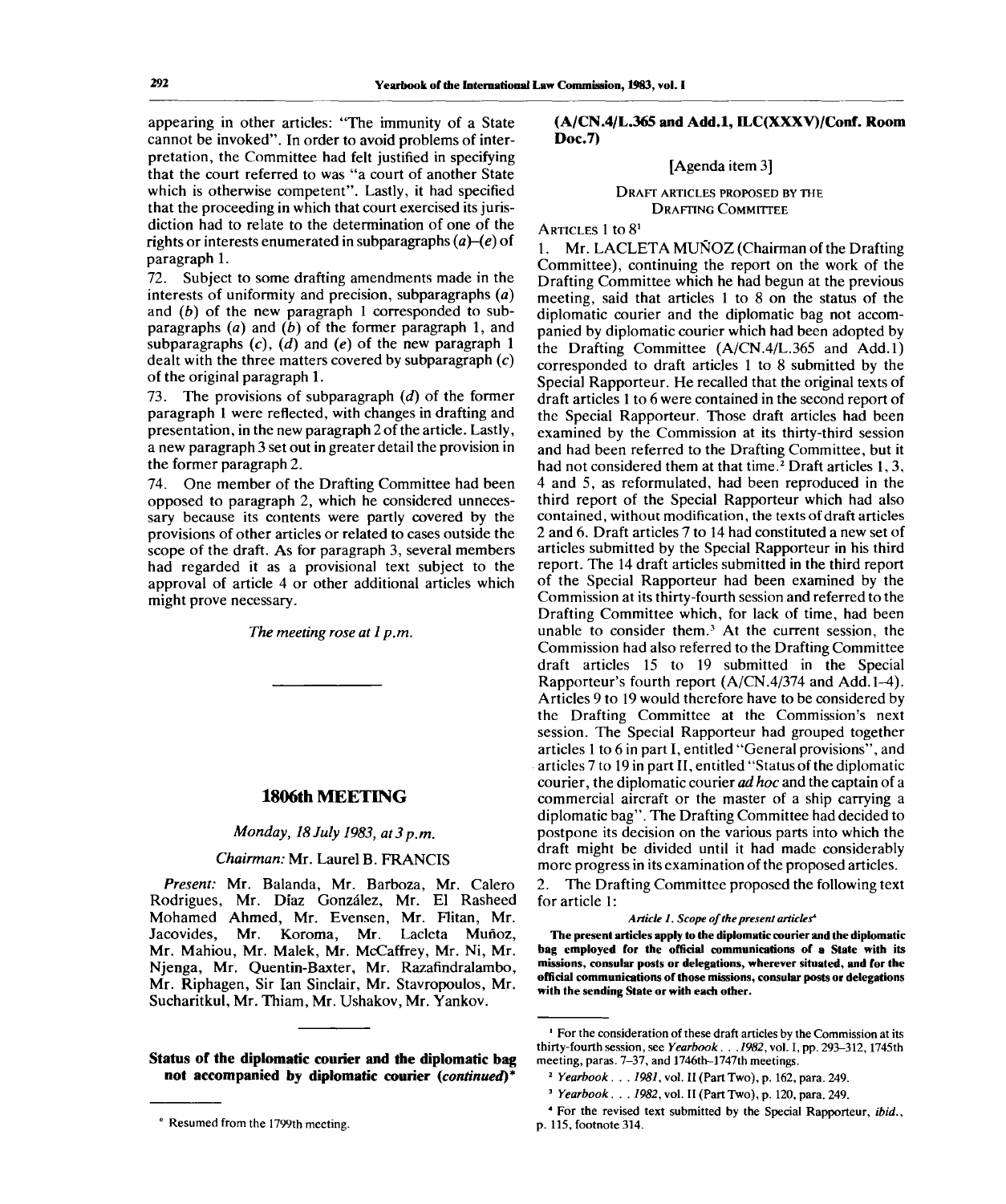appearing in other articles: "The immunity of a State cannot be invoked". In order to avoid problems of interpretation, the Committee had felt justified in specifying that the court referred to was "a court of another State which is otherwise competent". Lastly, it had specified that the proceeding in which that court exercised its jurisdiction had to relate to the determination of one of the rights or interests enumerated in subparagraphs (*a*)–(*e*) of paragraph 1.

72. Subject to some drafting amendments made in the interests of uniformity and precision, subparagraphs (*a*) and (*b*) of the new paragraph 1 corresponded to subparagraphs (*a*) and (*b*) of the former paragraph 1, and subparagraphs (*c*), (*d*) and (*e*) of the new paragraph 1 dealt with the three matters covered by subparagraph (*c*) of the original paragraph 1.

73. The provisions of subparagraph (*d*) of the former paragraph 1 were reflected, with changes in drafting and presentation, in the new paragraph 2 of the article. Lastly, a new paragraph 3 set out in greater detail the provision in the former paragraph 2.

74. One member of the Drafting Committee had been opposed to paragraph 2, which he considered unnecessary because its contents were partly covered by the provisions of other articles or related to cases outside the scope of the draft. As for paragraph 3, several members had regarded it as a provisional text subject to the approval of article 4 or other additional articles which might prove necessary.

*The meeting rose at 1 p.m.*

---

## 1806th MEETING

*Monday, 18 July 1983, at 3 p.m.*

*Chairman:* Mr. Laurel B. FRANCIS

*Present:* Mr. Balanda, Mr. Barboza, Mr. Calero Rodrigues, Mr. Díaz González, Mr. El Rasheed Mohamed Ahmed, Mr. Evensen, Mr. Flitan, Mr. Jacovides, Mr. Koroma, Mr. Lacleta Muñoz, Mr. Mahiou, Mr. Malek, Mr. McCaffrey, Mr. Ni, Mr. Njenga, Mr. Quentin-Baxter, Mr. Razafindralambo, Mr. Riphagen, Sir Ian Sinclair, Mr. Stavropoulos, Mr. Sucharitkul, Mr. Thiam, Mr. Ushakov, Mr. Yankov.

---

### Status of the diplomatic courier and the diplomatic bag not accompanied by diplomatic courier (*continued*)*

### (A/CN.4/L.365 and Add.1, ILC(XXXV)/Conf. Room Doc.7)

[Agenda item 3]

DRAFT ARTICLES PROPOSED BY THE DRAFTING COMMITTEE

ARTICLES 1 to 8[1]

1. Mr. LACLETA MUÑOZ (Chairman of the Drafting Committee), continuing the report on the work of the Drafting Committee which he had begun at the previous meeting, said that articles 1 to 8 on the status of the diplomatic courier and the diplomatic bag not accompanied by diplomatic courier which had been adopted by the Drafting Committee (A/CN.4/L.365 and Add.1) corresponded to draft articles 1 to 8 submitted by the Special Rapporteur. He recalled that the original texts of draft articles 1 to 6 were contained in the second report of the Special Rapporteur. Those draft articles had been examined by the Commission at its thirty-third session and had been referred to the Drafting Committee, but it had not considered them at that time.[2] Draft articles 1, 3, 4 and 5, as reformulated, had been reproduced in the third report of the Special Rapporteur which had also contained, without modification, the texts of draft articles 2 and 6. Draft articles 7 to 14 had constituted a new set of articles submitted by the Special Rapporteur in his third report. The 14 draft articles submitted in the third report of the Special Rapporteur had been examined by the Commission at its thirty-fourth session and referred to the Drafting Committee which, for lack of time, had been unable to consider them.[3] At the current session, the Commission had also referred to the Drafting Committee draft articles 15 to 19 submitted in the Special Rapporteur's fourth report (A/CN.4/374 and Add.1–4). Articles 9 to 19 would therefore have to be considered by the Drafting Committee at the Commission's next session. The Special Rapporteur had grouped together articles 1 to 6 in part I, entitled "General provisions", and articles 7 to 19 in part II, entitled "Status of the diplomatic courier, the diplomatic courier *ad hoc* and the captain of a commercial aircraft or the master of a ship carrying a diplomatic bag". The Drafting Committee had decided to postpone its decision on the various parts into which the draft might be divided until it had made considerably more progress in its examination of the proposed articles.

2. The Drafting Committee proposed the following text for article 1:

*Article 1. Scope of the present articles*[4]

**The present articles apply to the diplomatic courier and the diplomatic bag employed for the official communications of a State with its missions, consular posts or delegations, wherever situated, and for the official communications of those missions, consular posts or delegations with the sending State or with each other.**

---

\* Resumed from the 1799th meeting.

[1] For the consideration of these draft articles by the Commission at its thirty-fourth session, see *Yearbook . . . 1982*, vol. I, pp. 293–312, 1745th meeting, paras. 7–37, and 1746th–1747th meetings.

[2] *Yearbook . . . 1981*, vol. II (Part Two), p. 162, para. 249.

[3] *Yearbook . . . 1982*, vol. II (Part Two), p. 120, para. 249.

[4] For the revised text submitted by the Special Rapporteur, *ibid.*, p. 115, footnote 314.